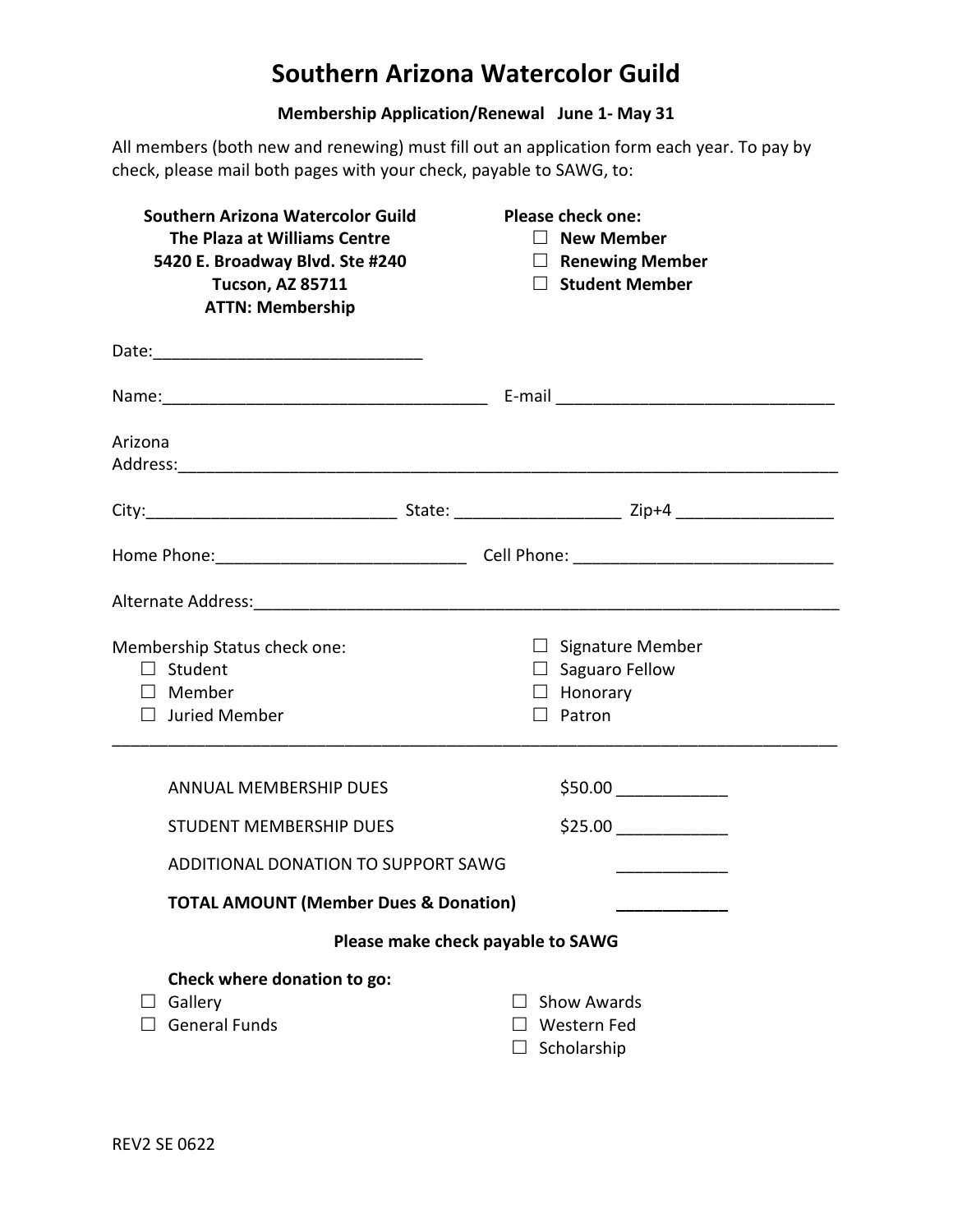# Southern Arizona Watercolor Guild

**Membership Application/Renewal June 1- May 31**

All members (both new and renewing) must fill out an application form each year. To pay by check, please mail both pages with your check, payable to SAWG, to:

**Southern Arizona Watercolor Guild**
**The Plaza at Williams Centre**
**5420 E. Broadway Blvd. Ste #240**
**Tucson, AZ 85711**
**ATTN: Membership**

**Please check one:**

- ☐ **New Member**
- ☐ **Renewing Member**
- ☐ **Student Member**

Date:_____________________________

Name:___________________________________ E-mail ______________________________

Arizona Address:___________________________________________________________________________

City:___________________________ State: __________________ Zip+4 _________________

Home Phone:___________________________ Cell Phone: ____________________________

Alternate Address:_________________________________________________________________

Membership Status check one:

- ☐ Student
- ☐ Member
- ☐ Juried Member
- ☐ Signature Member
- ☐ Saguaro Fellow
- ☐ Honorary
- ☐ Patron

---

ANNUAL MEMBERSHIP DUES $50.00 ____________

STUDENT MEMBERSHIP DUES $25.00 ____________

ADDITIONAL DONATION TO SUPPORT SAWG ____________

**TOTAL AMOUNT (Member Dues & Donation)** ____________

**Please make check payable to SAWG**

**Check where donation to go:**

- ☐ Gallery
- ☐ General Funds
- ☐ Show Awards
- ☐ Western Fed
- ☐ Scholarship

REV2 SE 0622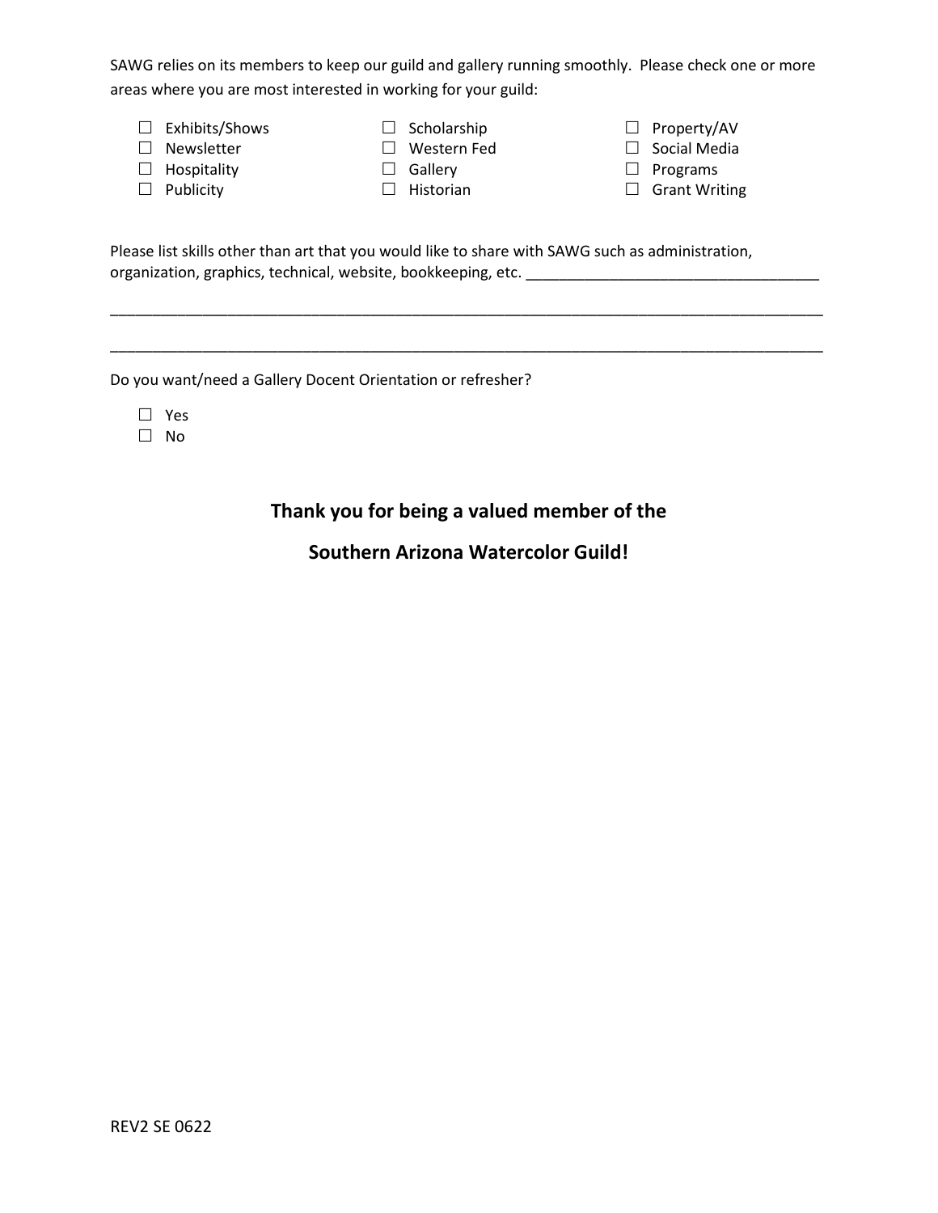SAWG relies on its members to keep our guild and gallery running smoothly. Please check one or more areas where you are most interested in working for your guild:

- ☐ Exhibits/Shows
- ☐ Newsletter
- ☐ Hospitality
- ☐ Publicity
- ☐ Scholarship
- ☐ Western Fed
- ☐ Gallery
- ☐ Historian
- ☐ Property/AV
- ☐ Social Media
- ☐ Programs
- ☐ Grant Writing

Please list skills other than art that you would like to share with SAWG such as administration, organization, graphics, technical, website, bookkeeping, etc. ___________________________________

________________________________________________________________________________________

________________________________________________________________________________________

Do you want/need a Gallery Docent Orientation or refresher?

- ☐ Yes
- ☐ No

**Thank you for being a valued member of the**

**Southern Arizona Watercolor Guild!**

REV2 SE 0622